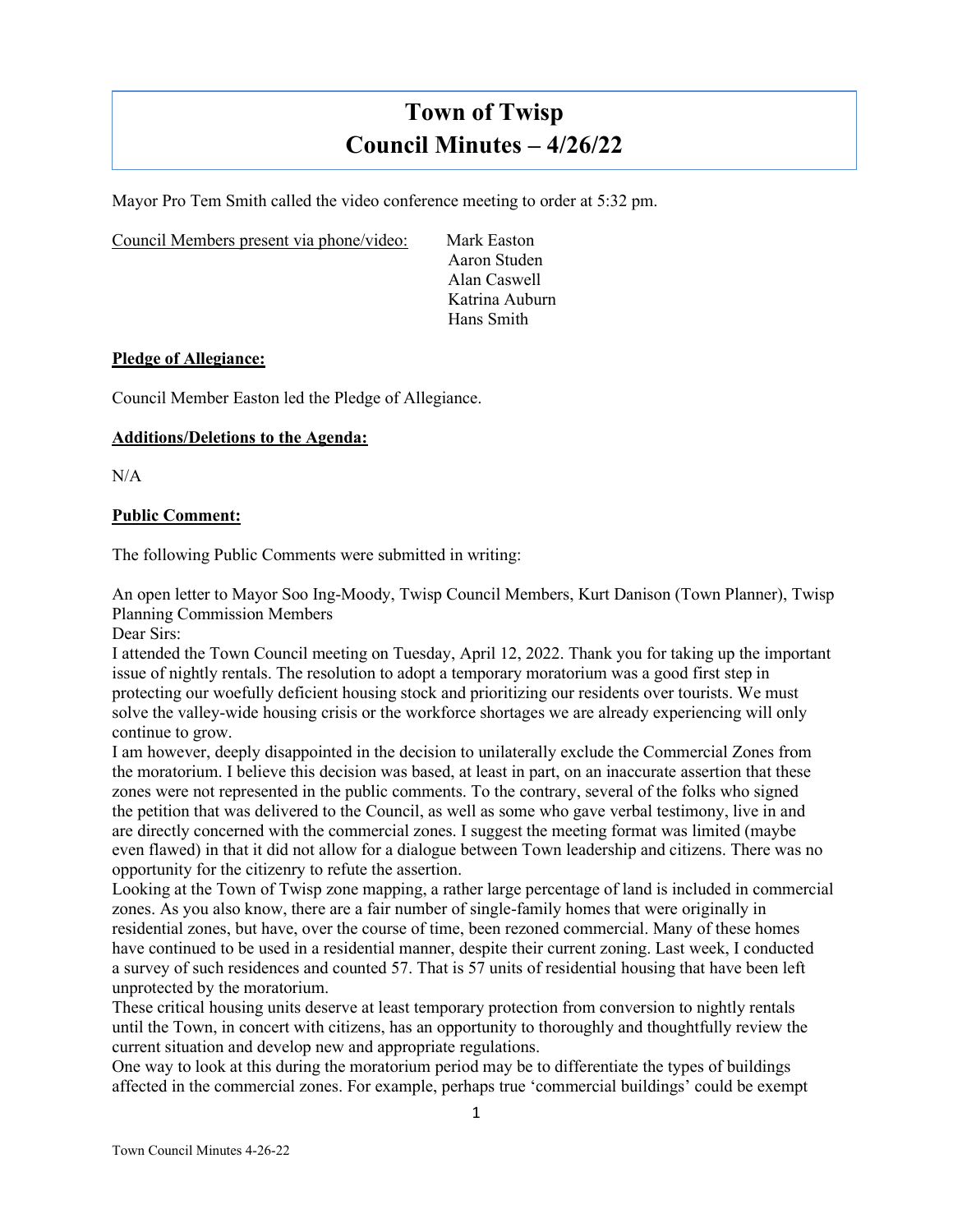# Town of Twisp
# Council Minutes – 4/26/22

Mayor Pro Tem Smith called the video conference meeting to order at 5:32 pm.

Council Members present via phone/video: Mark Easton
Aaron Studen
Alan Caswell
Katrina Auburn
Hans Smith

**Pledge of Allegiance:**

Council Member Easton led the Pledge of Allegiance.

**Additions/Deletions to the Agenda:**

N/A

**Public Comment:**

The following Public Comments were submitted in writing:

An open letter to Mayor Soo Ing-Moody, Twisp Council Members, Kurt Danison (Town Planner), Twisp Planning Commission Members

Dear Sirs:

I attended the Town Council meeting on Tuesday, April 12, 2022. Thank you for taking up the important issue of nightly rentals. The resolution to adopt a temporary moratorium was a good first step in protecting our woefully deficient housing stock and prioritizing our residents over tourists. We must solve the valley-wide housing crisis or the workforce shortages we are already experiencing will only continue to grow.

I am however, deeply disappointed in the decision to unilaterally exclude the Commercial Zones from the moratorium. I believe this decision was based, at least in part, on an inaccurate assertion that these zones were not represented in the public comments. To the contrary, several of the folks who signed the petition that was delivered to the Council, as well as some who gave verbal testimony, live in and are directly concerned with the commercial zones. I suggest the meeting format was limited (maybe even flawed) in that it did not allow for a dialogue between Town leadership and citizens. There was no opportunity for the citizenry to refute the assertion.

Looking at the Town of Twisp zone mapping, a rather large percentage of land is included in commercial zones. As you also know, there are a fair number of single-family homes that were originally in residential zones, but have, over the course of time, been rezoned commercial. Many of these homes have continued to be used in a residential manner, despite their current zoning. Last week, I conducted a survey of such residences and counted 57. That is 57 units of residential housing that have been left unprotected by the moratorium.

These critical housing units deserve at least temporary protection from conversion to nightly rentals until the Town, in concert with citizens, has an opportunity to thoroughly and thoughtfully review the current situation and develop new and appropriate regulations.

One way to look at this during the moratorium period may be to differentiate the types of buildings affected in the commercial zones. For example, perhaps true 'commercial buildings' could be exempt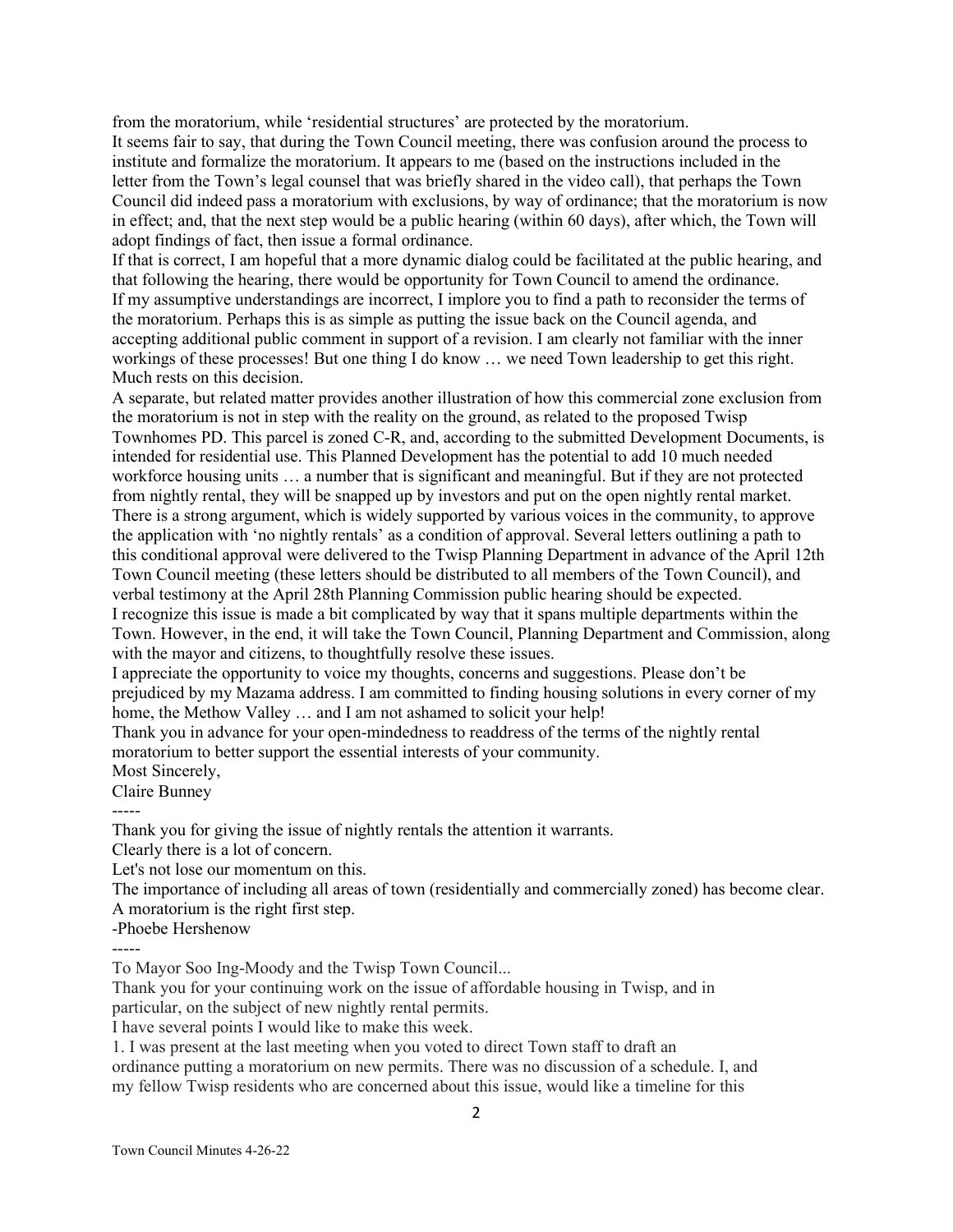from the moratorium, while 'residential structures' are protected by the moratorium.

It seems fair to say, that during the Town Council meeting, there was confusion around the process to institute and formalize the moratorium. It appears to me (based on the instructions included in the letter from the Town's legal counsel that was briefly shared in the video call), that perhaps the Town Council did indeed pass a moratorium with exclusions, by way of ordinance; that the moratorium is now in effect; and, that the next step would be a public hearing (within 60 days), after which, the Town will adopt findings of fact, then issue a formal ordinance.

If that is correct, I am hopeful that a more dynamic dialog could be facilitated at the public hearing, and that following the hearing, there would be opportunity for Town Council to amend the ordinance.

If my assumptive understandings are incorrect, I implore you to find a path to reconsider the terms of the moratorium. Perhaps this is as simple as putting the issue back on the Council agenda, and accepting additional public comment in support of a revision. I am clearly not familiar with the inner workings of these processes! But one thing I do know … we need Town leadership to get this right. Much rests on this decision.

A separate, but related matter provides another illustration of how this commercial zone exclusion from the moratorium is not in step with the reality on the ground, as related to the proposed Twisp Townhomes PD. This parcel is zoned C-R, and, according to the submitted Development Documents, is intended for residential use. This Planned Development has the potential to add 10 much needed workforce housing units … a number that is significant and meaningful. But if they are not protected from nightly rental, they will be snapped up by investors and put on the open nightly rental market. There is a strong argument, which is widely supported by various voices in the community, to approve the application with 'no nightly rentals' as a condition of approval. Several letters outlining a path to this conditional approval were delivered to the Twisp Planning Department in advance of the April 12th Town Council meeting (these letters should be distributed to all members of the Town Council), and verbal testimony at the April 28th Planning Commission public hearing should be expected.

I recognize this issue is made a bit complicated by way that it spans multiple departments within the Town. However, in the end, it will take the Town Council, Planning Department and Commission, along with the mayor and citizens, to thoughtfully resolve these issues.

I appreciate the opportunity to voice my thoughts, concerns and suggestions. Please don't be prejudiced by my Mazama address. I am committed to finding housing solutions in every corner of my home, the Methow Valley … and I am not ashamed to solicit your help!

Thank you in advance for your open-mindedness to readdress of the terms of the nightly rental moratorium to better support the essential interests of your community.

Most Sincerely,

Claire Bunney

-----

Thank you for giving the issue of nightly rentals the attention it warrants.

Clearly there is a lot of concern.

Let's not lose our momentum on this.

The importance of including all areas of town (residentially and commercially zoned) has become clear.

A moratorium is the right first step.

-Phoebe Hershenow

-----

To Mayor Soo Ing-Moody and the Twisp Town Council...

Thank you for your continuing work on the issue of affordable housing in Twisp, and in particular, on the subject of new nightly rental permits.

I have several points I would like to make this week.

1. I was present at the last meeting when you voted to direct Town staff to draft an ordinance putting a moratorium on new permits. There was no discussion of a schedule. I, and my fellow Twisp residents who are concerned about this issue, would like a timeline for this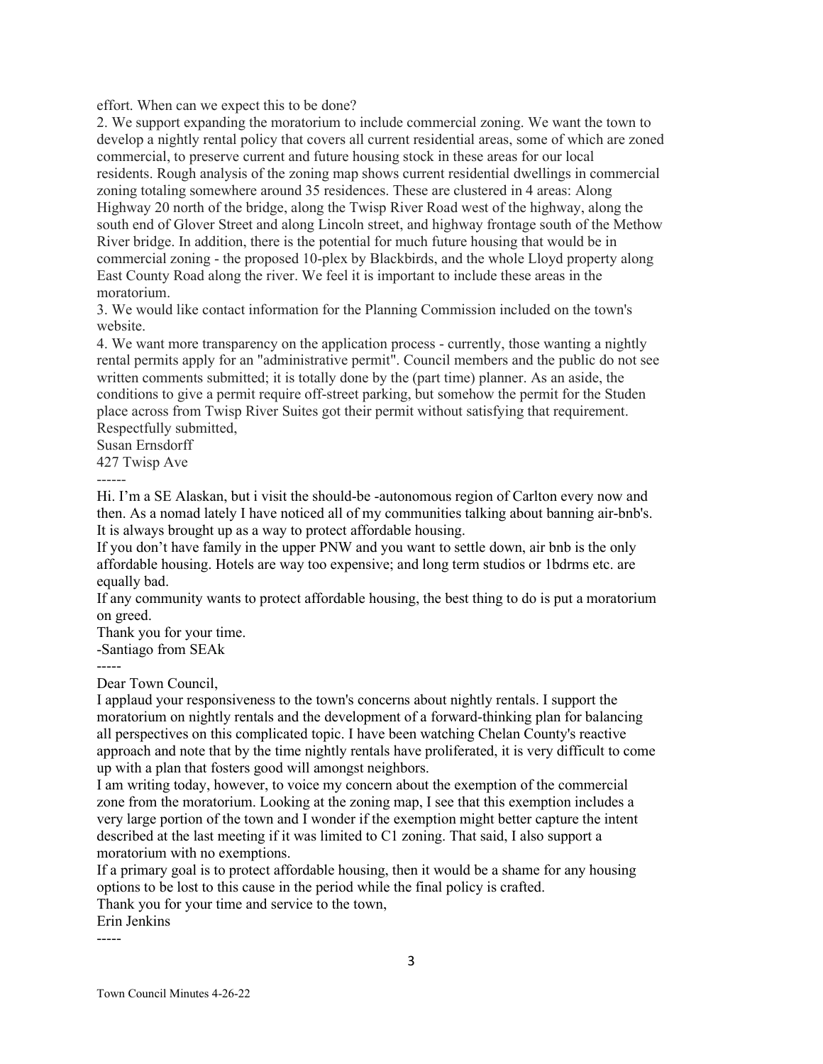effort. When can we expect this to be done?

2. We support expanding the moratorium to include commercial zoning. We want the town to develop a nightly rental policy that covers all current residential areas, some of which are zoned commercial, to preserve current and future housing stock in these areas for our local residents. Rough analysis of the zoning map shows current residential dwellings in commercial zoning totaling somewhere around 35 residences. These are clustered in 4 areas: Along Highway 20 north of the bridge, along the Twisp River Road west of the highway, along the south end of Glover Street and along Lincoln street, and highway frontage south of the Methow River bridge. In addition, there is the potential for much future housing that would be in commercial zoning - the proposed 10-plex by Blackbirds, and the whole Lloyd property along East County Road along the river. We feel it is important to include these areas in the moratorium.

3. We would like contact information for the Planning Commission included on the town's website.

4. We want more transparency on the application process - currently, those wanting a nightly rental permits apply for an "administrative permit". Council members and the public do not see written comments submitted; it is totally done by the (part time) planner. As an aside, the conditions to give a permit require off-street parking, but somehow the permit for the Studen place across from Twisp River Suites got their permit without satisfying that requirement.

Respectfully submitted,
Susan Ernsdorff
427 Twisp Ave

------

Hi. I'm a SE Alaskan, but i visit the should-be -autonomous region of Carlton every now and then. As a nomad lately I have noticed all of my communities talking about banning air-bnb's. It is always brought up as a way to protect affordable housing.

If you don't have family in the upper PNW and you want to settle down, air bnb is the only affordable housing. Hotels are way too expensive; and long term studios or 1bdrms etc. are equally bad.

If any community wants to protect affordable housing, the best thing to do is put a moratorium on greed.

Thank you for your time.
-Santiago from SEAk

-----

Dear Town Council,

I applaud your responsiveness to the town's concerns about nightly rentals. I support the moratorium on nightly rentals and the development of a forward-thinking plan for balancing all perspectives on this complicated topic. I have been watching Chelan County's reactive approach and note that by the time nightly rentals have proliferated, it is very difficult to come up with a plan that fosters good will amongst neighbors.

I am writing today, however, to voice my concern about the exemption of the commercial zone from the moratorium. Looking at the zoning map, I see that this exemption includes a very large portion of the town and I wonder if the exemption might better capture the intent described at the last meeting if it was limited to C1 zoning. That said, I also support a moratorium with no exemptions.

If a primary goal is to protect affordable housing, then it would be a shame for any housing options to be lost to this cause in the period while the final policy is crafted.

Thank you for your time and service to the town,
Erin Jenkins

-----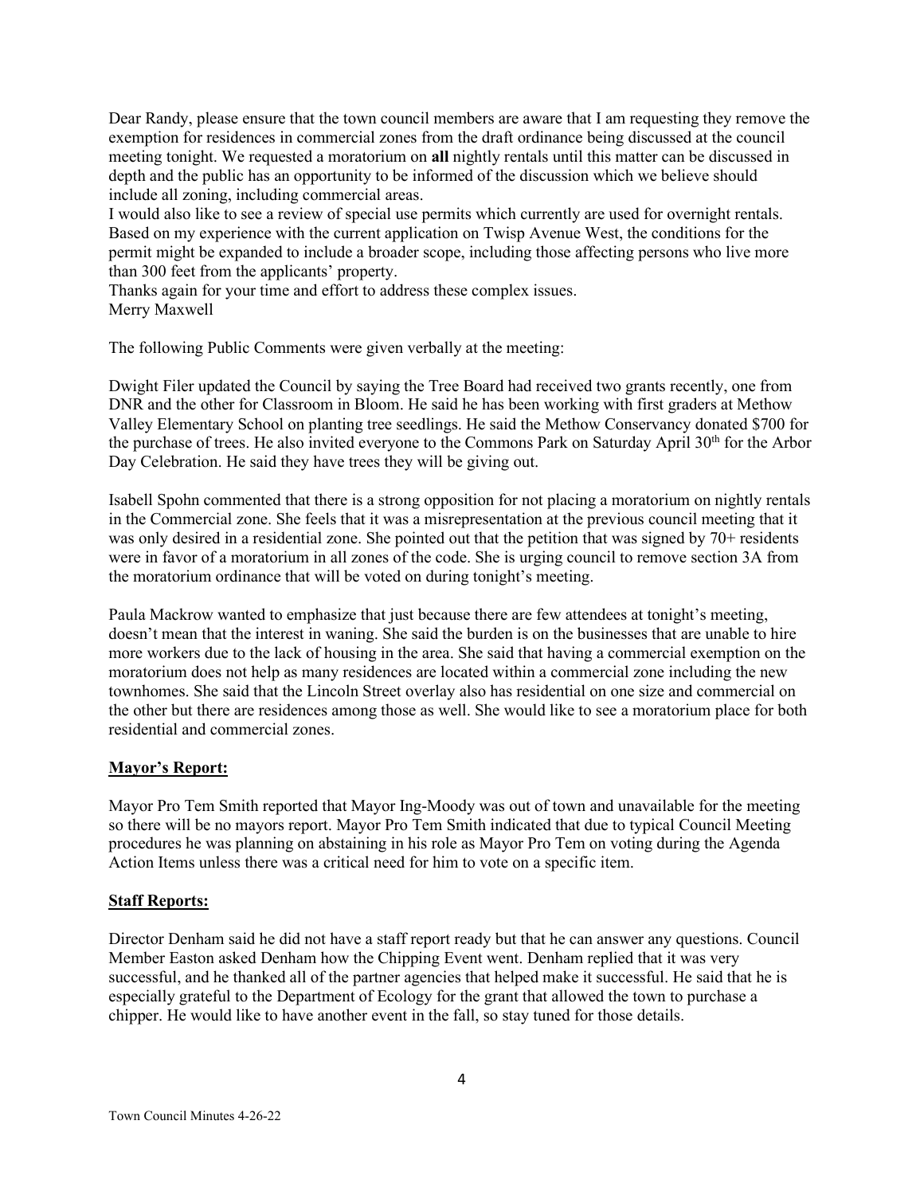Dear Randy, please ensure that the town council members are aware that I am requesting they remove the exemption for residences in commercial zones from the draft ordinance being discussed at the council meeting tonight. We requested a moratorium on **all** nightly rentals until this matter can be discussed in depth and the public has an opportunity to be informed of the discussion which we believe should include all zoning, including commercial areas.

I would also like to see a review of special use permits which currently are used for overnight rentals. Based on my experience with the current application on Twisp Avenue West, the conditions for the permit might be expanded to include a broader scope, including those affecting persons who live more than 300 feet from the applicants' property.

Thanks again for your time and effort to address these complex issues.

Merry Maxwell

The following Public Comments were given verbally at the meeting:

Dwight Filer updated the Council by saying the Tree Board had received two grants recently, one from DNR and the other for Classroom in Bloom. He said he has been working with first graders at Methow Valley Elementary School on planting tree seedlings. He said the Methow Conservancy donated $700 for the purchase of trees. He also invited everyone to the Commons Park on Saturday April 30th for the Arbor Day Celebration. He said they have trees they will be giving out.

Isabell Spohn commented that there is a strong opposition for not placing a moratorium on nightly rentals in the Commercial zone. She feels that it was a misrepresentation at the previous council meeting that it was only desired in a residential zone. She pointed out that the petition that was signed by 70+ residents were in favor of a moratorium in all zones of the code. She is urging council to remove section 3A from the moratorium ordinance that will be voted on during tonight's meeting.

Paula Mackrow wanted to emphasize that just because there are few attendees at tonight's meeting, doesn't mean that the interest in waning. She said the burden is on the businesses that are unable to hire more workers due to the lack of housing in the area. She said that having a commercial exemption on the moratorium does not help as many residences are located within a commercial zone including the new townhomes. She said that the Lincoln Street overlay also has residential on one size and commercial on the other but there are residences among those as well. She would like to see a moratorium place for both residential and commercial zones.

## Mayor's Report:

Mayor Pro Tem Smith reported that Mayor Ing-Moody was out of town and unavailable for the meeting so there will be no mayors report. Mayor Pro Tem Smith indicated that due to typical Council Meeting procedures he was planning on abstaining in his role as Mayor Pro Tem on voting during the Agenda Action Items unless there was a critical need for him to vote on a specific item.

## Staff Reports:

Director Denham said he did not have a staff report ready but that he can answer any questions. Council Member Easton asked Denham how the Chipping Event went. Denham replied that it was very successful, and he thanked all of the partner agencies that helped make it successful. He said that he is especially grateful to the Department of Ecology for the grant that allowed the town to purchase a chipper. He would like to have another event in the fall, so stay tuned for those details.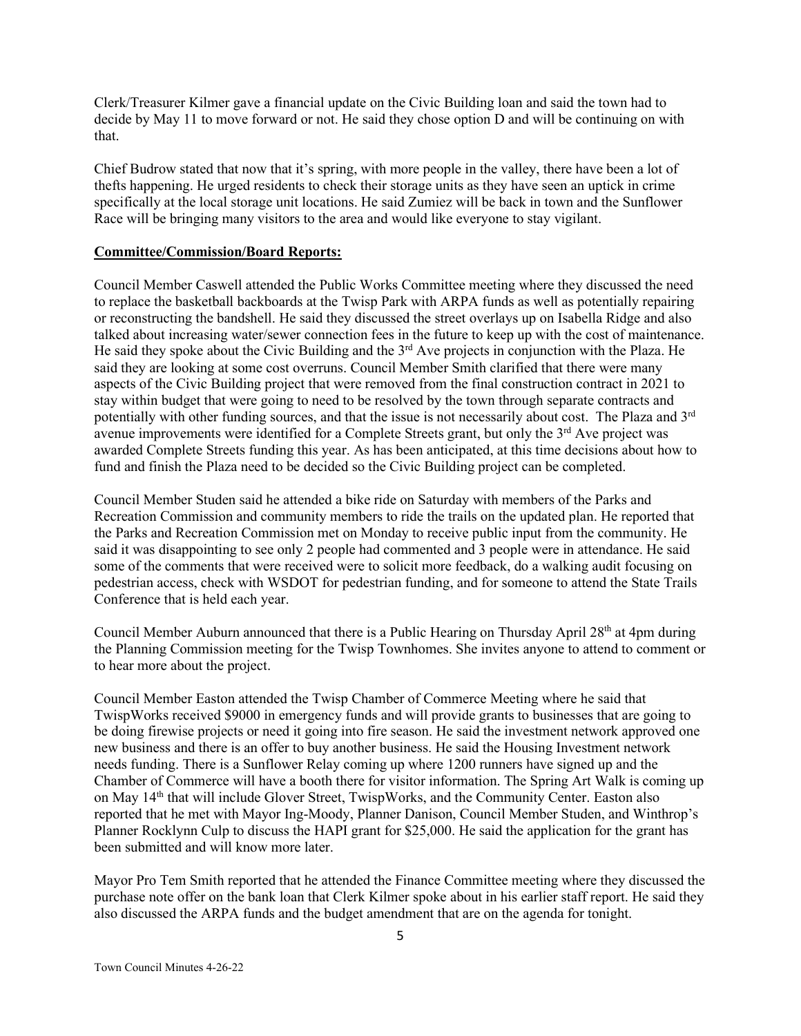Clerk/Treasurer Kilmer gave a financial update on the Civic Building loan and said the town had to decide by May 11 to move forward or not. He said they chose option D and will be continuing on with that.

Chief Budrow stated that now that it's spring, with more people in the valley, there have been a lot of thefts happening. He urged residents to check their storage units as they have seen an uptick in crime specifically at the local storage unit locations. He said Zumiez will be back in town and the Sunflower Race will be bringing many visitors to the area and would like everyone to stay vigilant.

**Committee/Commission/Board Reports:**

Council Member Caswell attended the Public Works Committee meeting where they discussed the need to replace the basketball backboards at the Twisp Park with ARPA funds as well as potentially repairing or reconstructing the bandshell. He said they discussed the street overlays up on Isabella Ridge and also talked about increasing water/sewer connection fees in the future to keep up with the cost of maintenance. He said they spoke about the Civic Building and the 3rd Ave projects in conjunction with the Plaza. He said they are looking at some cost overruns. Council Member Smith clarified that there were many aspects of the Civic Building project that were removed from the final construction contract in 2021 to stay within budget that were going to need to be resolved by the town through separate contracts and potentially with other funding sources, and that the issue is not necessarily about cost. The Plaza and 3rd avenue improvements were identified for a Complete Streets grant, but only the 3rd Ave project was awarded Complete Streets funding this year. As has been anticipated, at this time decisions about how to fund and finish the Plaza need to be decided so the Civic Building project can be completed.

Council Member Studen said he attended a bike ride on Saturday with members of the Parks and Recreation Commission and community members to ride the trails on the updated plan. He reported that the Parks and Recreation Commission met on Monday to receive public input from the community. He said it was disappointing to see only 2 people had commented and 3 people were in attendance. He said some of the comments that were received were to solicit more feedback, do a walking audit focusing on pedestrian access, check with WSDOT for pedestrian funding, and for someone to attend the State Trails Conference that is held each year.

Council Member Auburn announced that there is a Public Hearing on Thursday April 28th at 4pm during the Planning Commission meeting for the Twisp Townhomes. She invites anyone to attend to comment or to hear more about the project.

Council Member Easton attended the Twisp Chamber of Commerce Meeting where he said that TwispWorks received $9000 in emergency funds and will provide grants to businesses that are going to be doing firewise projects or need it going into fire season. He said the investment network approved one new business and there is an offer to buy another business. He said the Housing Investment network needs funding. There is a Sunflower Relay coming up where 1200 runners have signed up and the Chamber of Commerce will have a booth there for visitor information. The Spring Art Walk is coming up on May 14th that will include Glover Street, TwispWorks, and the Community Center. Easton also reported that he met with Mayor Ing-Moody, Planner Danison, Council Member Studen, and Winthrop's Planner Rocklynn Culp to discuss the HAPI grant for $25,000. He said the application for the grant has been submitted and will know more later.

Mayor Pro Tem Smith reported that he attended the Finance Committee meeting where they discussed the purchase note offer on the bank loan that Clerk Kilmer spoke about in his earlier staff report. He said they also discussed the ARPA funds and the budget amendment that are on the agenda for tonight.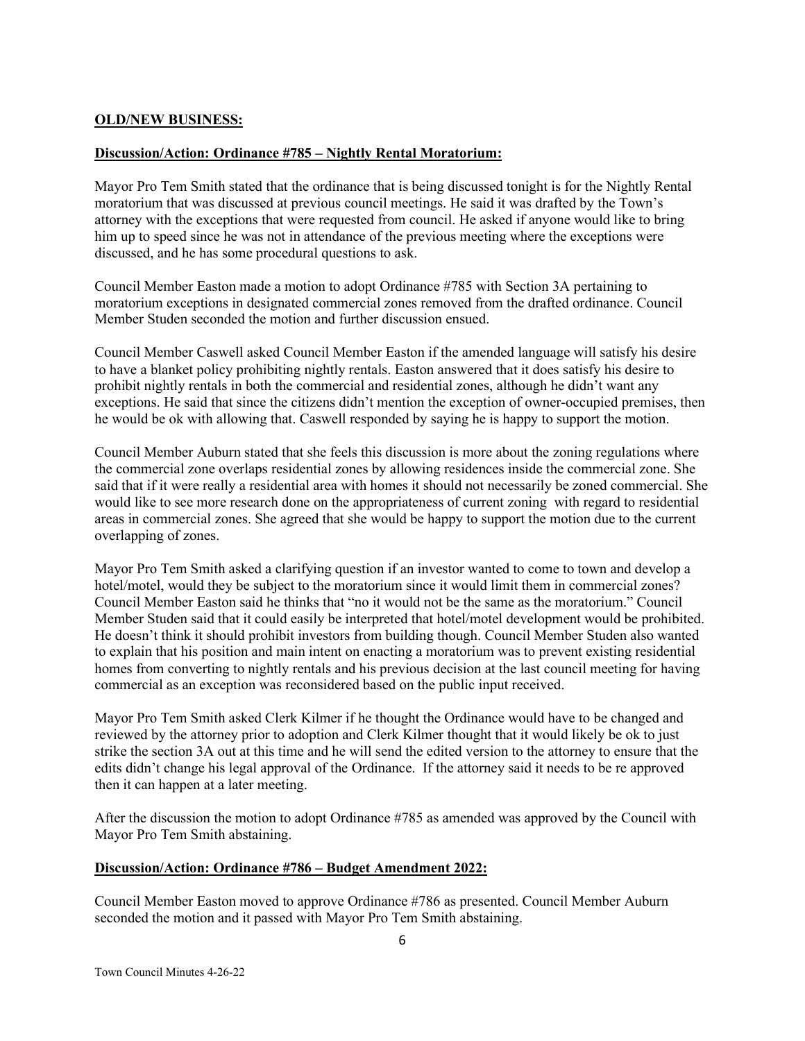## OLD/NEW BUSINESS:

### Discussion/Action: Ordinance #785 – Nightly Rental Moratorium:

Mayor Pro Tem Smith stated that the ordinance that is being discussed tonight is for the Nightly Rental moratorium that was discussed at previous council meetings. He said it was drafted by the Town's attorney with the exceptions that were requested from council. He asked if anyone would like to bring him up to speed since he was not in attendance of the previous meeting where the exceptions were discussed, and he has some procedural questions to ask.

Council Member Easton made a motion to adopt Ordinance #785 with Section 3A pertaining to moratorium exceptions in designated commercial zones removed from the drafted ordinance. Council Member Studen seconded the motion and further discussion ensued.

Council Member Caswell asked Council Member Easton if the amended language will satisfy his desire to have a blanket policy prohibiting nightly rentals. Easton answered that it does satisfy his desire to prohibit nightly rentals in both the commercial and residential zones, although he didn't want any exceptions. He said that since the citizens didn't mention the exception of owner-occupied premises, then he would be ok with allowing that. Caswell responded by saying he is happy to support the motion.

Council Member Auburn stated that she feels this discussion is more about the zoning regulations where the commercial zone overlaps residential zones by allowing residences inside the commercial zone. She said that if it were really a residential area with homes it should not necessarily be zoned commercial. She would like to see more research done on the appropriateness of current zoning with regard to residential areas in commercial zones. She agreed that she would be happy to support the motion due to the current overlapping of zones.

Mayor Pro Tem Smith asked a clarifying question if an investor wanted to come to town and develop a hotel/motel, would they be subject to the moratorium since it would limit them in commercial zones? Council Member Easton said he thinks that "no it would not be the same as the moratorium." Council Member Studen said that it could easily be interpreted that hotel/motel development would be prohibited. He doesn't think it should prohibit investors from building though. Council Member Studen also wanted to explain that his position and main intent on enacting a moratorium was to prevent existing residential homes from converting to nightly rentals and his previous decision at the last council meeting for having commercial as an exception was reconsidered based on the public input received.

Mayor Pro Tem Smith asked Clerk Kilmer if he thought the Ordinance would have to be changed and reviewed by the attorney prior to adoption and Clerk Kilmer thought that it would likely be ok to just strike the section 3A out at this time and he will send the edited version to the attorney to ensure that the edits didn't change his legal approval of the Ordinance. If the attorney said it needs to be re approved then it can happen at a later meeting.

After the discussion the motion to adopt Ordinance #785 as amended was approved by the Council with Mayor Pro Tem Smith abstaining.

### Discussion/Action: Ordinance #786 – Budget Amendment 2022:

Council Member Easton moved to approve Ordinance #786 as presented. Council Member Auburn seconded the motion and it passed with Mayor Pro Tem Smith abstaining.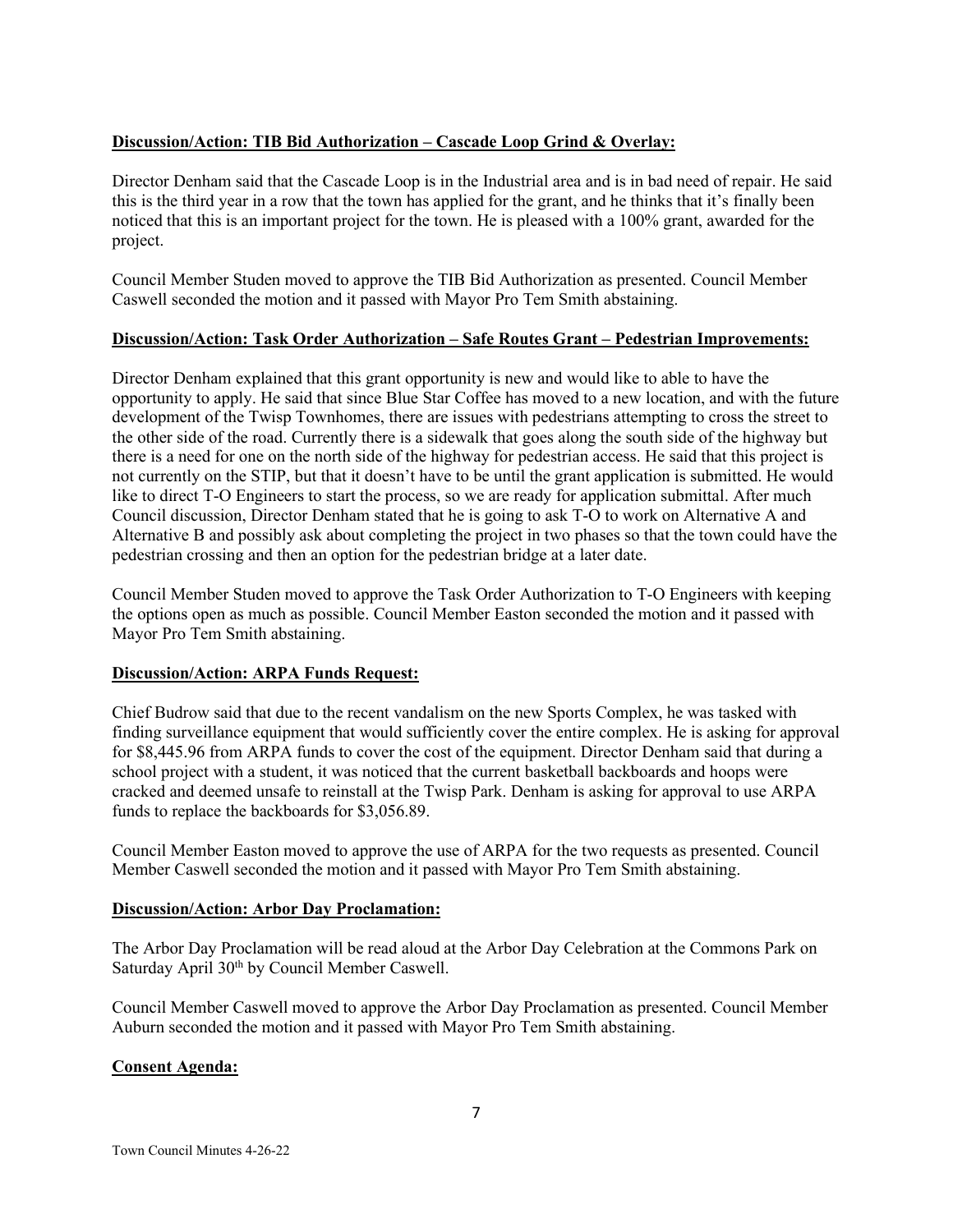**Discussion/Action: TIB Bid Authorization – Cascade Loop Grind & Overlay:**

Director Denham said that the Cascade Loop is in the Industrial area and is in bad need of repair. He said this is the third year in a row that the town has applied for the grant, and he thinks that it's finally been noticed that this is an important project for the town. He is pleased with a 100% grant, awarded for the project.

Council Member Studen moved to approve the TIB Bid Authorization as presented. Council Member Caswell seconded the motion and it passed with Mayor Pro Tem Smith abstaining.

**Discussion/Action: Task Order Authorization – Safe Routes Grant – Pedestrian Improvements:**

Director Denham explained that this grant opportunity is new and would like to able to have the opportunity to apply. He said that since Blue Star Coffee has moved to a new location, and with the future development of the Twisp Townhomes, there are issues with pedestrians attempting to cross the street to the other side of the road. Currently there is a sidewalk that goes along the south side of the highway but there is a need for one on the north side of the highway for pedestrian access. He said that this project is not currently on the STIP, but that it doesn't have to be until the grant application is submitted. He would like to direct T-O Engineers to start the process, so we are ready for application submittal. After much Council discussion, Director Denham stated that he is going to ask T-O to work on Alternative A and Alternative B and possibly ask about completing the project in two phases so that the town could have the pedestrian crossing and then an option for the pedestrian bridge at a later date.

Council Member Studen moved to approve the Task Order Authorization to T-O Engineers with keeping the options open as much as possible. Council Member Easton seconded the motion and it passed with Mayor Pro Tem Smith abstaining.

**Discussion/Action: ARPA Funds Request:**

Chief Budrow said that due to the recent vandalism on the new Sports Complex, he was tasked with finding surveillance equipment that would sufficiently cover the entire complex. He is asking for approval for $8,445.96 from ARPA funds to cover the cost of the equipment. Director Denham said that during a school project with a student, it was noticed that the current basketball backboards and hoops were cracked and deemed unsafe to reinstall at the Twisp Park. Denham is asking for approval to use ARPA funds to replace the backboards for $3,056.89.

Council Member Easton moved to approve the use of ARPA for the two requests as presented. Council Member Caswell seconded the motion and it passed with Mayor Pro Tem Smith abstaining.

**Discussion/Action: Arbor Day Proclamation:**

The Arbor Day Proclamation will be read aloud at the Arbor Day Celebration at the Commons Park on Saturday April 30th by Council Member Caswell.

Council Member Caswell moved to approve the Arbor Day Proclamation as presented. Council Member Auburn seconded the motion and it passed with Mayor Pro Tem Smith abstaining.

**Consent Agenda:**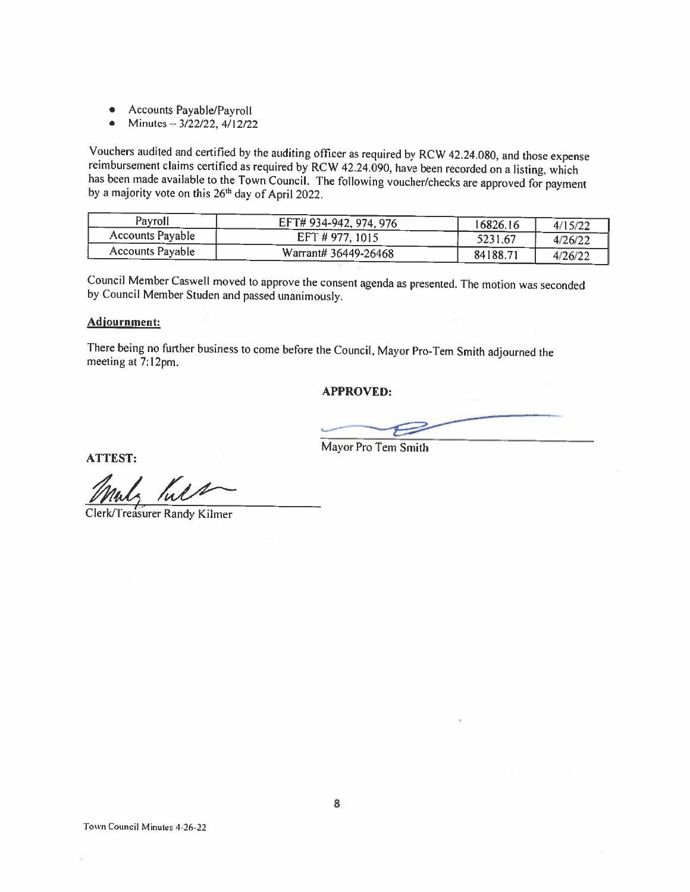- Accounts Payable/Payroll
- Minutes – 3/22/22, 4/12/22

Vouchers audited and certified by the auditing officer as required by RCW 42.24.080, and those expense reimbursement claims certified as required by RCW 42.24.090, have been recorded on a listing, which has been made available to the Town Council. The following voucher/checks are approved for payment by a majority vote on this 26th day of April 2022.

| | | | |
|---|---|---|---|
| Payroll | EFT# 934-942, 974, 976 | 16826.16 | 4/15/22 |
| Accounts Payable | EFT # 977, 1015 | 5231.67 | 4/26/22 |
| Accounts Payable | Warrant# 36449-26468 | 84188.71 | 4/26/22 |

Council Member Caswell moved to approve the consent agenda as presented. The motion was seconded by Council Member Studen and passed unanimously.

**Adjournment:**

There being no further business to come before the Council, Mayor Pro-Tem Smith adjourned the meeting at 7:12pm.

**APPROVED:**

Mayor Pro Tem Smith

**ATTEST:**

Clerk/Treasurer Randy Kilmer

Town Council Minutes 4-26-22